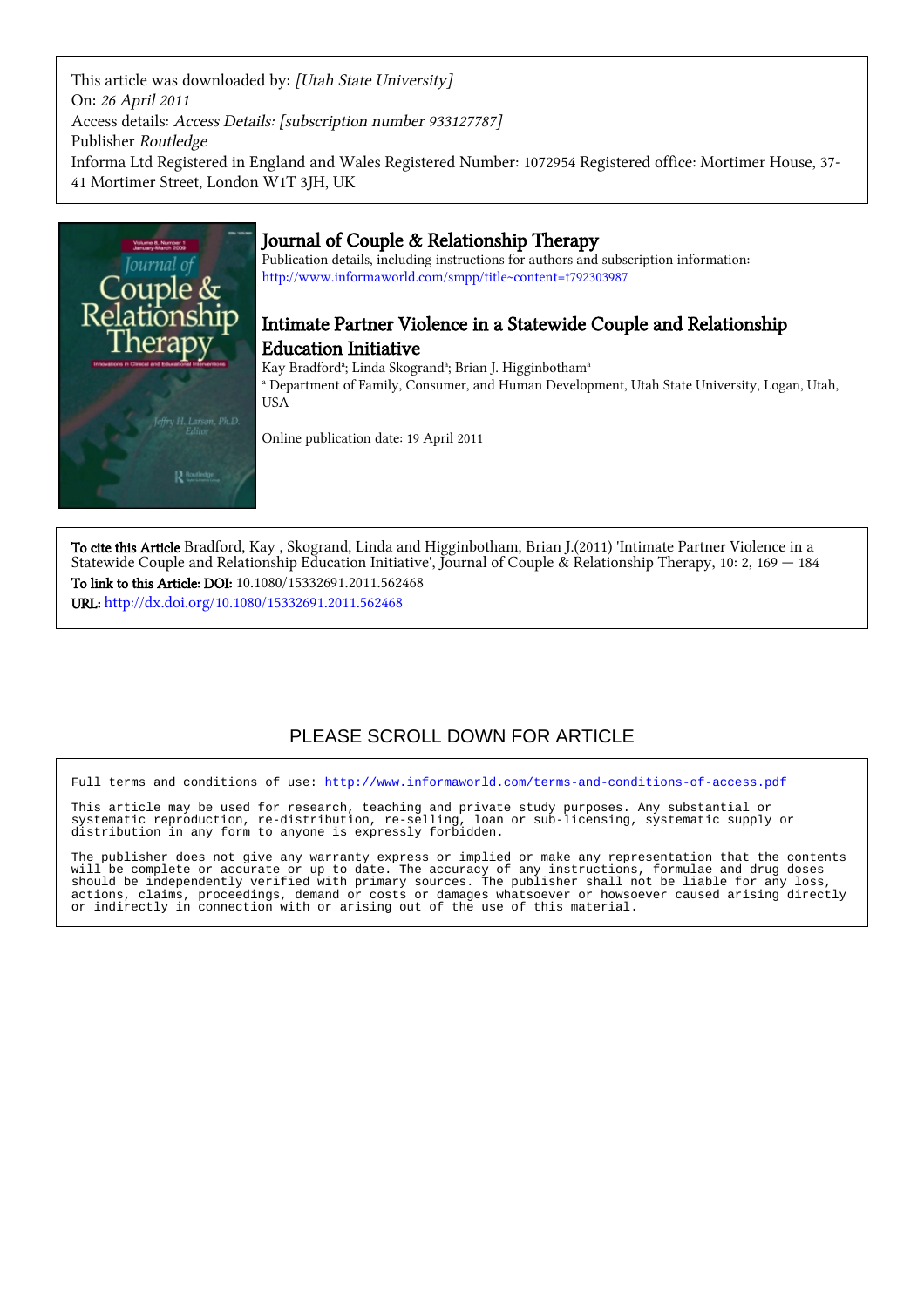This article was downloaded by: *[Utah State University]*
On: *26 April 2011*
Access details: *Access Details: [subscription number 933127787]*
Publisher *Routledge*
Informa Ltd Registered in England and Wales Registered Number: 1072954 Registered office: Mortimer House, 37-41 Mortimer Street, London W1T 3JH, UK

# Journal of Couple & Relationship Therapy

Publication details, including instructions for authors and subscription information:
http://www.informaworld.com/smpp/title~content=t792303987

## Intimate Partner Violence in a Statewide Couple and Relationship Education Initiative

Kay Bradford[a]; Linda Skogrand[a]; Brian J. Higginbotham[a]

[a] Department of Family, Consumer, and Human Development, Utah State University, Logan, Utah, USA

Online publication date: 19 April 2011

**To cite this Article** Bradford, Kay , Skogrand, Linda and Higginbotham, Brian J.(2011) 'Intimate Partner Violence in a Statewide Couple and Relationship Education Initiative', Journal of Couple & Relationship Therapy, 10: 2, 169 — 184

**To link to this Article: DOI:** 10.1080/15332691.2011.562468

**URL:** http://dx.doi.org/10.1080/15332691.2011.562468

PLEASE SCROLL DOWN FOR ARTICLE

Full terms and conditions of use: http://www.informaworld.com/terms-and-conditions-of-access.pdf

This article may be used for research, teaching and private study purposes. Any substantial or systematic reproduction, re-distribution, re-selling, loan or sub-licensing, systematic supply or distribution in any form to anyone is expressly forbidden.

The publisher does not give any warranty express or implied or make any representation that the contents will be complete or accurate or up to date. The accuracy of any instructions, formulae and drug doses should be independently verified with primary sources. The publisher shall not be liable for any loss, actions, claims, proceedings, demand or costs or damages whatsoever or howsoever caused arising directly or indirectly in connection with or arising out of the use of this material.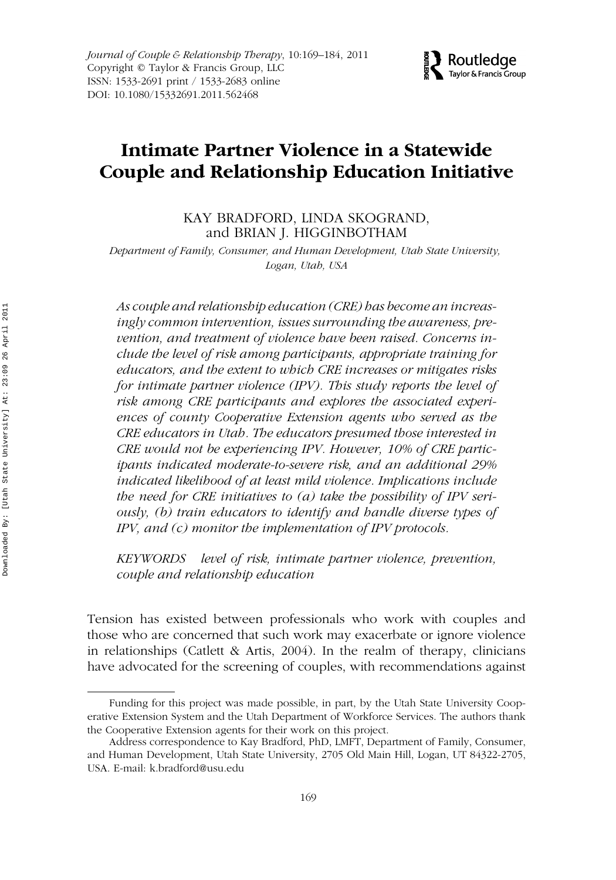# Intimate Partner Violence in a Statewide Couple and Relationship Education Initiative

KAY BRADFORD, LINDA SKOGRAND, and BRIAN J. HIGGINBOTHAM

*Department of Family, Consumer, and Human Development, Utah State University, Logan, Utah, USA*

*As couple and relationship education (CRE) has become an increasingly common intervention, issues surrounding the awareness, prevention, and treatment of violence have been raised. Concerns include the level of risk among participants, appropriate training for educators, and the extent to which CRE increases or mitigates risks for intimate partner violence (IPV). This study reports the level of risk among CRE participants and explores the associated experiences of county Cooperative Extension agents who served as the CRE educators in Utah. The educators presumed those interested in CRE would not be experiencing IPV. However, 10% of CRE participants indicated moderate-to-severe risk, and an additional 29% indicated likelihood of at least mild violence. Implications include the need for CRE initiatives to (a) take the possibility of IPV seriously, (b) train educators to identify and handle diverse types of IPV, and (c) monitor the implementation of IPV protocols.*

*KEYWORDS* level of risk, intimate partner violence, prevention, couple and relationship education

Tension has existed between professionals who work with couples and those who are concerned that such work may exacerbate or ignore violence in relationships (Catlett & Artis, 2004). In the realm of therapy, clinicians have advocated for the screening of couples, with recommendations against

Funding for this project was made possible, in part, by the Utah State University Cooperative Extension System and the Utah Department of Workforce Services. The authors thank the Cooperative Extension agents for their work on this project.

Address correspondence to Kay Bradford, PhD, LMFT, Department of Family, Consumer, and Human Development, Utah State University, 2705 Old Main Hill, Logan, UT 84322-2705, USA. E-mail: k.bradford@usu.edu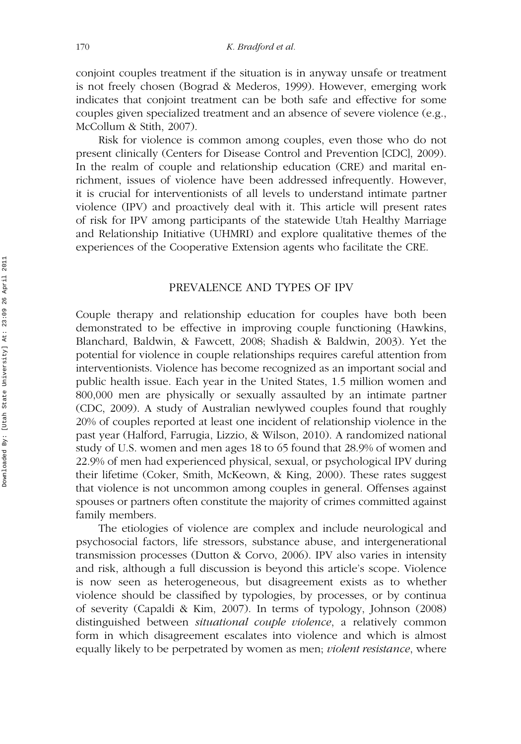conjoint couples treatment if the situation is in anyway unsafe or treatment is not freely chosen (Bograd & Mederos, 1999). However, emerging work indicates that conjoint treatment can be both safe and effective for some couples given specialized treatment and an absence of severe violence (e.g., McCollum & Stith, 2007).

Risk for violence is common among couples, even those who do not present clinically (Centers for Disease Control and Prevention [CDC], 2009). In the realm of couple and relationship education (CRE) and marital enrichment, issues of violence have been addressed infrequently. However, it is crucial for interventionists of all levels to understand intimate partner violence (IPV) and proactively deal with it. This article will present rates of risk for IPV among participants of the statewide Utah Healthy Marriage and Relationship Initiative (UHMRI) and explore qualitative themes of the experiences of the Cooperative Extension agents who facilitate the CRE.

## PREVALENCE AND TYPES OF IPV

Couple therapy and relationship education for couples have both been demonstrated to be effective in improving couple functioning (Hawkins, Blanchard, Baldwin, & Fawcett, 2008; Shadish & Baldwin, 2003). Yet the potential for violence in couple relationships requires careful attention from interventionists. Violence has become recognized as an important social and public health issue. Each year in the United States, 1.5 million women and 800,000 men are physically or sexually assaulted by an intimate partner (CDC, 2009). A study of Australian newlywed couples found that roughly 20% of couples reported at least one incident of relationship violence in the past year (Halford, Farrugia, Lizzio, & Wilson, 2010). A randomized national study of U.S. women and men ages 18 to 65 found that 28.9% of women and 22.9% of men had experienced physical, sexual, or psychological IPV during their lifetime (Coker, Smith, McKeown, & King, 2000). These rates suggest that violence is not uncommon among couples in general. Offenses against spouses or partners often constitute the majority of crimes committed against family members.

The etiologies of violence are complex and include neurological and psychosocial factors, life stressors, substance abuse, and intergenerational transmission processes (Dutton & Corvo, 2006). IPV also varies in intensity and risk, although a full discussion is beyond this article's scope. Violence is now seen as heterogeneous, but disagreement exists as to whether violence should be classified by typologies, by processes, or by continua of severity (Capaldi & Kim, 2007). In terms of typology, Johnson (2008) distinguished between *situational couple violence*, a relatively common form in which disagreement escalates into violence and which is almost equally likely to be perpetrated by women as men; *violent resistance*, where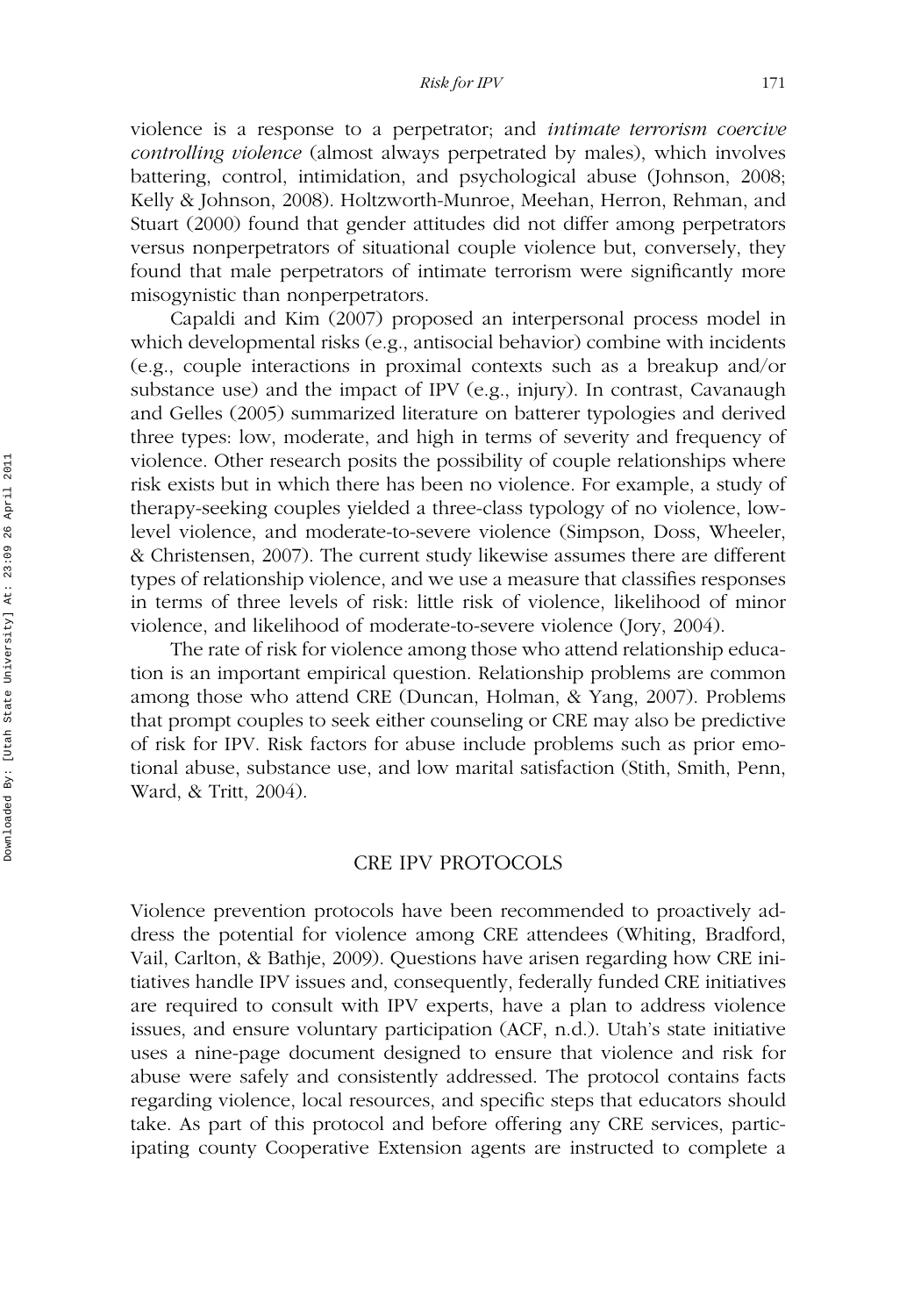violence is a response to a perpetrator; and *intimate terrorism coercive controlling violence* (almost always perpetrated by males), which involves battering, control, intimidation, and psychological abuse (Johnson, 2008; Kelly & Johnson, 2008). Holtzworth-Munroe, Meehan, Herron, Rehman, and Stuart (2000) found that gender attitudes did not differ among perpetrators versus nonperpetrators of situational couple violence but, conversely, they found that male perpetrators of intimate terrorism were significantly more misogynistic than nonperpetrators.

Capaldi and Kim (2007) proposed an interpersonal process model in which developmental risks (e.g., antisocial behavior) combine with incidents (e.g., couple interactions in proximal contexts such as a breakup and/or substance use) and the impact of IPV (e.g., injury). In contrast, Cavanaugh and Gelles (2005) summarized literature on batterer typologies and derived three types: low, moderate, and high in terms of severity and frequency of violence. Other research posits the possibility of couple relationships where risk exists but in which there has been no violence. For example, a study of therapy-seeking couples yielded a three-class typology of no violence, low-level violence, and moderate-to-severe violence (Simpson, Doss, Wheeler, & Christensen, 2007). The current study likewise assumes there are different types of relationship violence, and we use a measure that classifies responses in terms of three levels of risk: little risk of violence, likelihood of minor violence, and likelihood of moderate-to-severe violence (Jory, 2004).

The rate of risk for violence among those who attend relationship education is an important empirical question. Relationship problems are common among those who attend CRE (Duncan, Holman, & Yang, 2007). Problems that prompt couples to seek either counseling or CRE may also be predictive of risk for IPV. Risk factors for abuse include problems such as prior emotional abuse, substance use, and low marital satisfaction (Stith, Smith, Penn, Ward, & Tritt, 2004).

## CRE IPV PROTOCOLS

Violence prevention protocols have been recommended to proactively address the potential for violence among CRE attendees (Whiting, Bradford, Vail, Carlton, & Bathje, 2009). Questions have arisen regarding how CRE initiatives handle IPV issues and, consequently, federally funded CRE initiatives are required to consult with IPV experts, have a plan to address violence issues, and ensure voluntary participation (ACF, n.d.). Utah's state initiative uses a nine-page document designed to ensure that violence and risk for abuse were safely and consistently addressed. The protocol contains facts regarding violence, local resources, and specific steps that educators should take. As part of this protocol and before offering any CRE services, participating county Cooperative Extension agents are instructed to complete a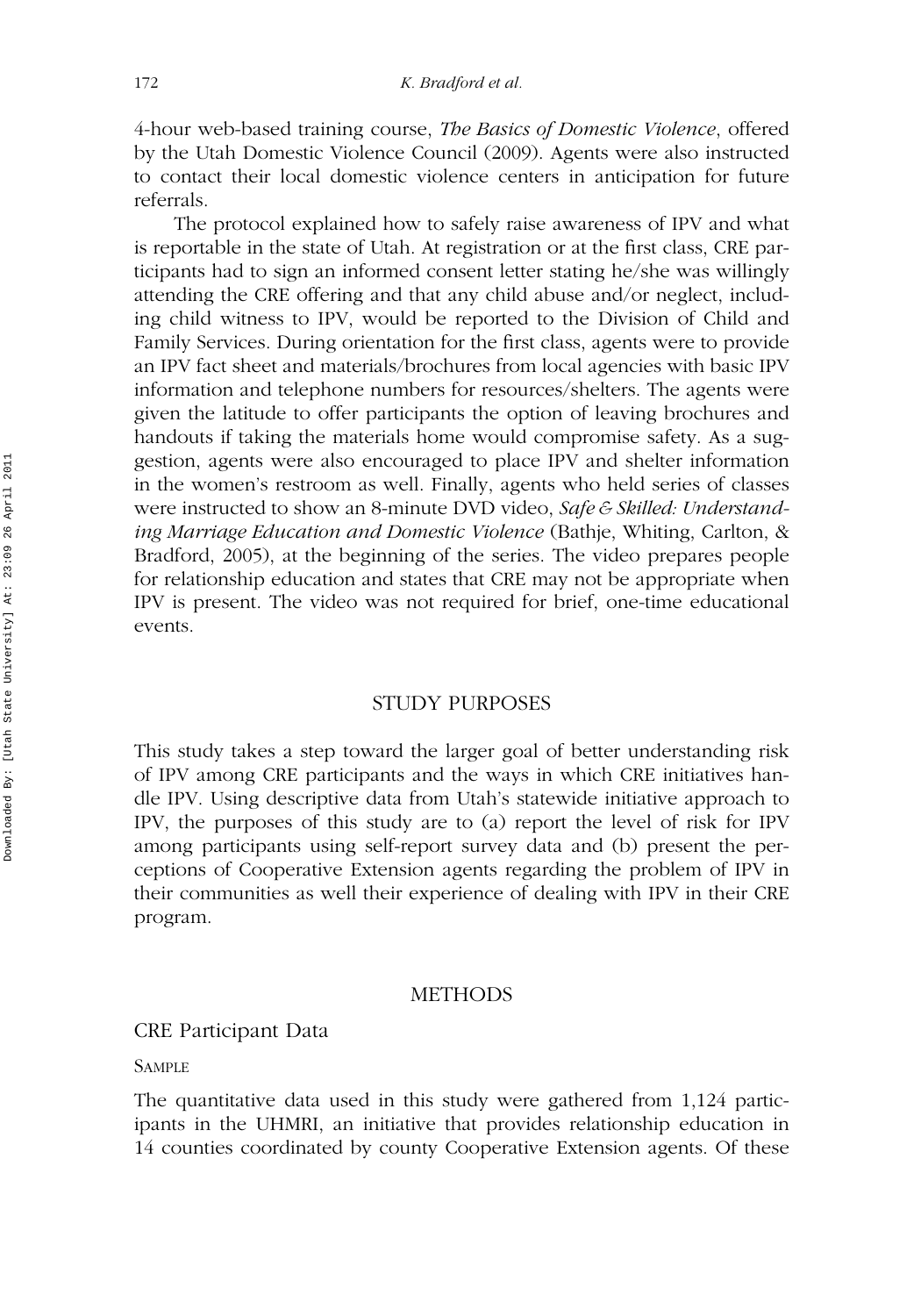4-hour web-based training course, *The Basics of Domestic Violence*, offered by the Utah Domestic Violence Council (2009). Agents were also instructed to contact their local domestic violence centers in anticipation for future referrals.

The protocol explained how to safely raise awareness of IPV and what is reportable in the state of Utah. At registration or at the first class, CRE participants had to sign an informed consent letter stating he/she was willingly attending the CRE offering and that any child abuse and/or neglect, including child witness to IPV, would be reported to the Division of Child and Family Services. During orientation for the first class, agents were to provide an IPV fact sheet and materials/brochures from local agencies with basic IPV information and telephone numbers for resources/shelters. The agents were given the latitude to offer participants the option of leaving brochures and handouts if taking the materials home would compromise safety. As a suggestion, agents were also encouraged to place IPV and shelter information in the women's restroom as well. Finally, agents who held series of classes were instructed to show an 8-minute DVD video, *Safe & Skilled: Understanding Marriage Education and Domestic Violence* (Bathje, Whiting, Carlton, & Bradford, 2005), at the beginning of the series. The video prepares people for relationship education and states that CRE may not be appropriate when IPV is present. The video was not required for brief, one-time educational events.

## STUDY PURPOSES

This study takes a step toward the larger goal of better understanding risk of IPV among CRE participants and the ways in which CRE initiatives handle IPV. Using descriptive data from Utah's statewide initiative approach to IPV, the purposes of this study are to (a) report the level of risk for IPV among participants using self-report survey data and (b) present the perceptions of Cooperative Extension agents regarding the problem of IPV in their communities as well their experience of dealing with IPV in their CRE program.

## METHODS

### CRE Participant Data

#### Sample

The quantitative data used in this study were gathered from 1,124 participants in the UHMRI, an initiative that provides relationship education in 14 counties coordinated by county Cooperative Extension agents. Of these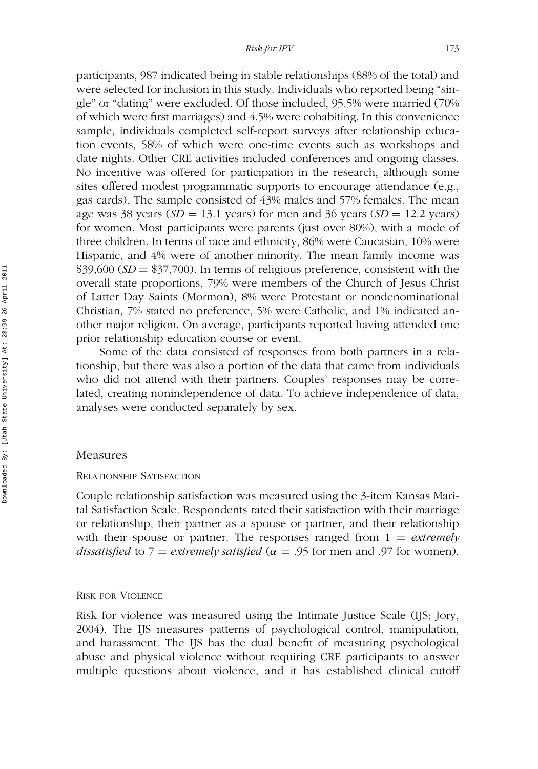participants, 987 indicated being in stable relationships (88% of the total) and were selected for inclusion in this study. Individuals who reported being "single" or "dating" were excluded. Of those included, 95.5% were married (70% of which were first marriages) and 4.5% were cohabiting. In this convenience sample, individuals completed self-report surveys after relationship education events, 58% of which were one-time events such as workshops and date nights. Other CRE activities included conferences and ongoing classes. No incentive was offered for participation in the research, although some sites offered modest programmatic supports to encourage attendance (e.g., gas cards). The sample consisted of 43% males and 57% females. The mean age was 38 years ($SD = 13.1$ years) for men and 36 years ($SD = 12.2$ years) for women. Most participants were parents (just over 80%), with a mode of three children. In terms of race and ethnicity, 86% were Caucasian, 10% were Hispanic, and 4% were of another minority. The mean family income was \$39,600 ($SD =$ \$37,700). In terms of religious preference, consistent with the overall state proportions, 79% were members of the Church of Jesus Christ of Latter Day Saints (Mormon), 8% were Protestant or nondenominational Christian, 7% stated no preference, 5% were Catholic, and 1% indicated another major religion. On average, participants reported having attended one prior relationship education course or event.

Some of the data consisted of responses from both partners in a relationship, but there was also a portion of the data that came from individuals who did not attend with their partners. Couples' responses may be correlated, creating nonindependence of data. To achieve independence of data, analyses were conducted separately by sex.

## Measures

### Relationship Satisfaction

Couple relationship satisfaction was measured using the 3-item Kansas Marital Satisfaction Scale. Respondents rated their satisfaction with their marriage or relationship, their partner as a spouse or partner, and their relationship with their spouse or partner. The responses ranged from 1 = *extremely dissatisfied* to 7 = *extremely satisfied* ($\alpha = .95$ for men and .97 for women).

### Risk for Violence

Risk for violence was measured using the Intimate Justice Scale (IJS; Jory, 2004). The IJS measures patterns of psychological control, manipulation, and harassment. The IJS has the dual benefit of measuring psychological abuse and physical violence without requiring CRE participants to answer multiple questions about violence, and it has established clinical cutoff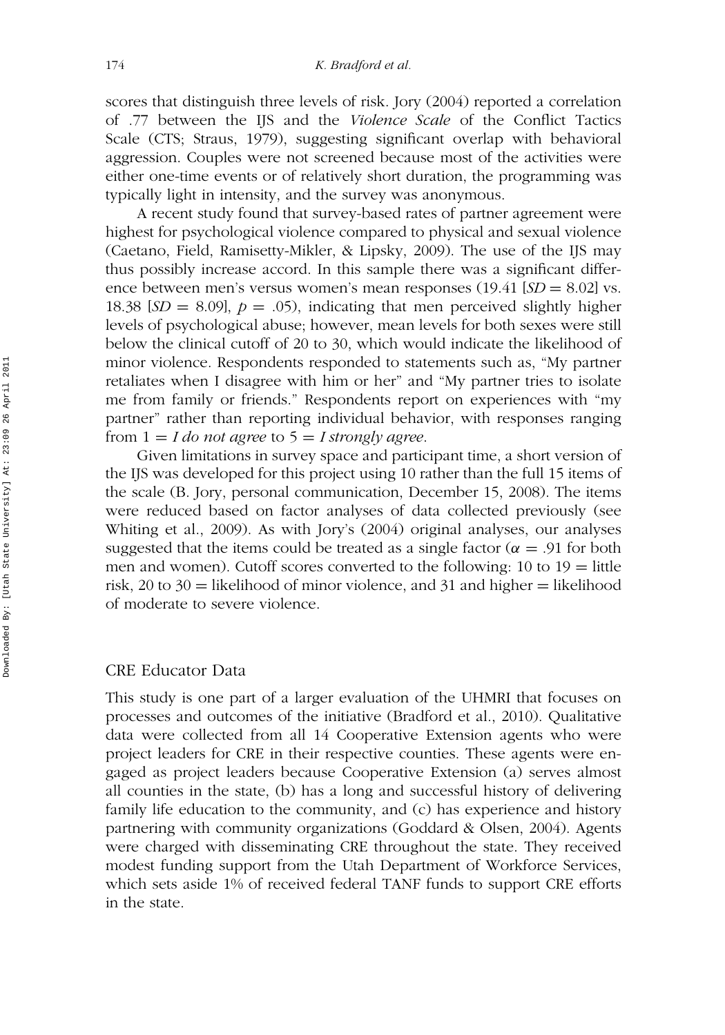scores that distinguish three levels of risk. Jory (2004) reported a correlation of .77 between the IJS and the *Violence Scale* of the Conflict Tactics Scale (CTS; Straus, 1979), suggesting significant overlap with behavioral aggression. Couples were not screened because most of the activities were either one-time events or of relatively short duration, the programming was typically light in intensity, and the survey was anonymous.

A recent study found that survey-based rates of partner agreement were highest for psychological violence compared to physical and sexual violence (Caetano, Field, Ramisetty-Mikler, & Lipsky, 2009). The use of the IJS may thus possibly increase accord. In this sample there was a significant difference between men's versus women's mean responses (19.41 [$SD = 8.02$] vs. 18.38 [$SD = 8.09$], $p = .05$), indicating that men perceived slightly higher levels of psychological abuse; however, mean levels for both sexes were still below the clinical cutoff of 20 to 30, which would indicate the likelihood of minor violence. Respondents responded to statements such as, "My partner retaliates when I disagree with him or her" and "My partner tries to isolate me from family or friends." Respondents report on experiences with "my partner" rather than reporting individual behavior, with responses ranging from 1 = *I do not agree* to 5 = *I strongly agree*.

Given limitations in survey space and participant time, a short version of the IJS was developed for this project using 10 rather than the full 15 items of the scale (B. Jory, personal communication, December 15, 2008). The items were reduced based on factor analyses of data collected previously (see Whiting et al., 2009). As with Jory's (2004) original analyses, our analyses suggested that the items could be treated as a single factor ($\alpha = .91$ for both men and women). Cutoff scores converted to the following: 10 to 19 = little risk, 20 to 30 = likelihood of minor violence, and 31 and higher = likelihood of moderate to severe violence.

## CRE Educator Data

This study is one part of a larger evaluation of the UHMRI that focuses on processes and outcomes of the initiative (Bradford et al., 2010). Qualitative data were collected from all 14 Cooperative Extension agents who were project leaders for CRE in their respective counties. These agents were engaged as project leaders because Cooperative Extension (a) serves almost all counties in the state, (b) has a long and successful history of delivering family life education to the community, and (c) has experience and history partnering with community organizations (Goddard & Olsen, 2004). Agents were charged with disseminating CRE throughout the state. They received modest funding support from the Utah Department of Workforce Services, which sets aside 1% of received federal TANF funds to support CRE efforts in the state.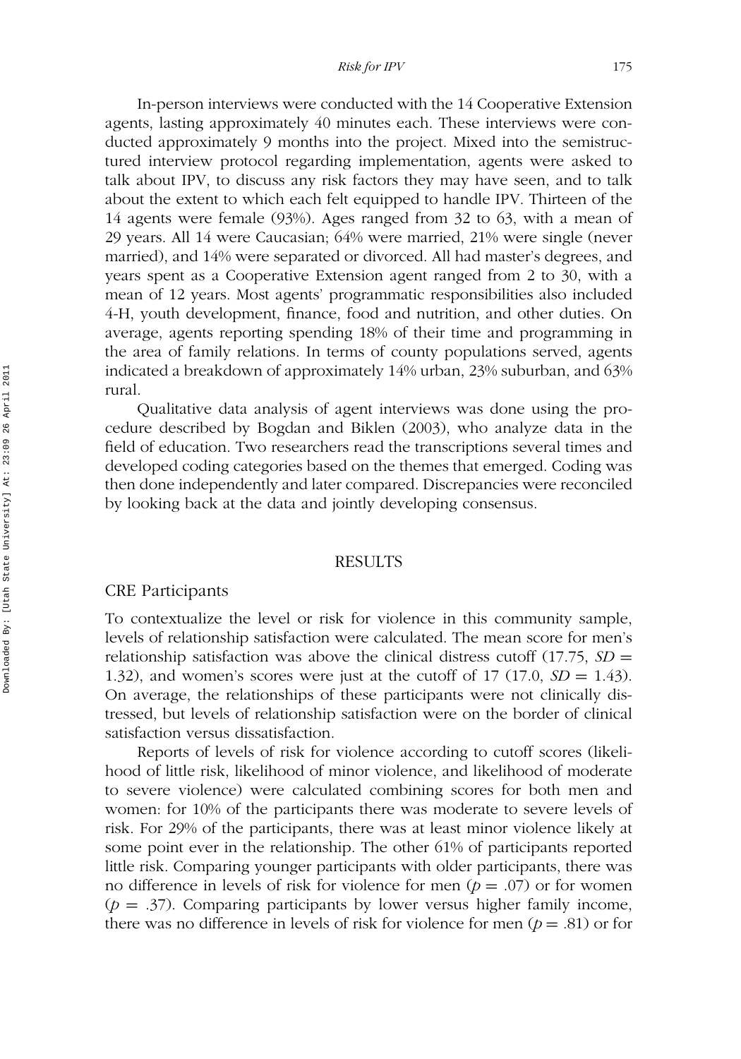In-person interviews were conducted with the 14 Cooperative Extension agents, lasting approximately 40 minutes each. These interviews were conducted approximately 9 months into the project. Mixed into the semistructured interview protocol regarding implementation, agents were asked to talk about IPV, to discuss any risk factors they may have seen, and to talk about the extent to which each felt equipped to handle IPV. Thirteen of the 14 agents were female (93%). Ages ranged from 32 to 63, with a mean of 29 years. All 14 were Caucasian; 64% were married, 21% were single (never married), and 14% were separated or divorced. All had master's degrees, and years spent as a Cooperative Extension agent ranged from 2 to 30, with a mean of 12 years. Most agents' programmatic responsibilities also included 4-H, youth development, finance, food and nutrition, and other duties. On average, agents reporting spending 18% of their time and programming in the area of family relations. In terms of county populations served, agents indicated a breakdown of approximately 14% urban, 23% suburban, and 63% rural.

Qualitative data analysis of agent interviews was done using the procedure described by Bogdan and Biklen (2003), who analyze data in the field of education. Two researchers read the transcriptions several times and developed coding categories based on the themes that emerged. Coding was then done independently and later compared. Discrepancies were reconciled by looking back at the data and jointly developing consensus.

## RESULTS

### CRE Participants

To contextualize the level or risk for violence in this community sample, levels of relationship satisfaction were calculated. The mean score for men's relationship satisfaction was above the clinical distress cutoff (17.75, $SD = 1.32$), and women's scores were just at the cutoff of 17 (17.0, $SD = 1.43$). On average, the relationships of these participants were not clinically distressed, but levels of relationship satisfaction were on the border of clinical satisfaction versus dissatisfaction.

Reports of levels of risk for violence according to cutoff scores (likelihood of little risk, likelihood of minor violence, and likelihood of moderate to severe violence) were calculated combining scores for both men and women: for 10% of the participants there was moderate to severe levels of risk. For 29% of the participants, there was at least minor violence likely at some point ever in the relationship. The other 61% of participants reported little risk. Comparing younger participants with older participants, there was no difference in levels of risk for violence for men ($p = .07$) or for women ($p = .37$). Comparing participants by lower versus higher family income, there was no difference in levels of risk for violence for men ($p = .81$) or for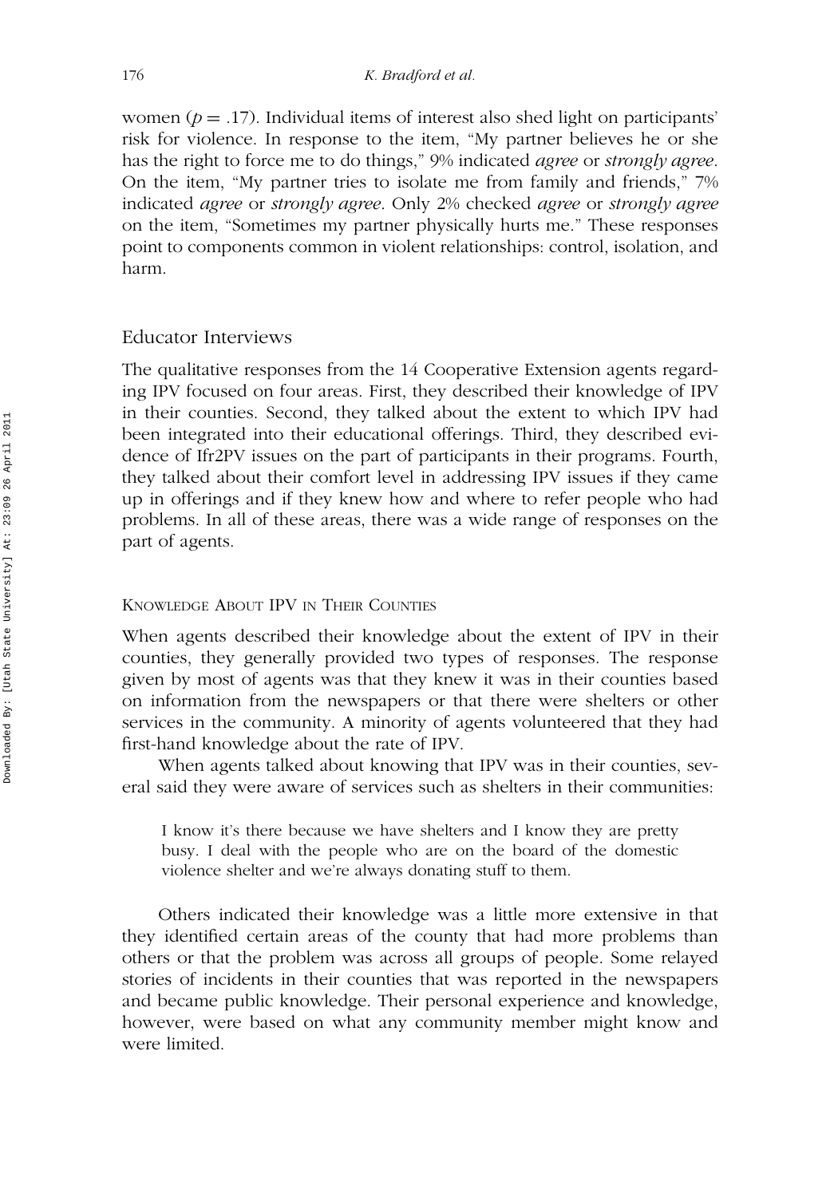women ($p = .17$). Individual items of interest also shed light on participants' risk for violence. In response to the item, "My partner believes he or she has the right to force me to do things," 9% indicated *agree* or *strongly agree*. On the item, "My partner tries to isolate me from family and friends," 7% indicated *agree* or *strongly agree*. Only 2% checked *agree* or *strongly agree* on the item, "Sometimes my partner physically hurts me." These responses point to components common in violent relationships: control, isolation, and harm.

## Educator Interviews

The qualitative responses from the 14 Cooperative Extension agents regarding IPV focused on four areas. First, they described their knowledge of IPV in their counties. Second, they talked about the extent to which IPV had been integrated into their educational offerings. Third, they described evidence of Ifr2PV issues on the part of participants in their programs. Fourth, they talked about their comfort level in addressing IPV issues if they came up in offerings and if they knew how and where to refer people who had problems. In all of these areas, there was a wide range of responses on the part of agents.

### Knowledge About IPV in Their Counties

When agents described their knowledge about the extent of IPV in their counties, they generally provided two types of responses. The response given by most of agents was that they knew it was in their counties based on information from the newspapers or that there were shelters or other services in the community. A minority of agents volunteered that they had first-hand knowledge about the rate of IPV.

When agents talked about knowing that IPV was in their counties, several said they were aware of services such as shelters in their communities:

> I know it's there because we have shelters and I know they are pretty busy. I deal with the people who are on the board of the domestic violence shelter and we're always donating stuff to them.

Others indicated their knowledge was a little more extensive in that they identified certain areas of the county that had more problems than others or that the problem was across all groups of people. Some relayed stories of incidents in their counties that was reported in the newspapers and became public knowledge. Their personal experience and knowledge, however, were based on what any community member might know and were limited.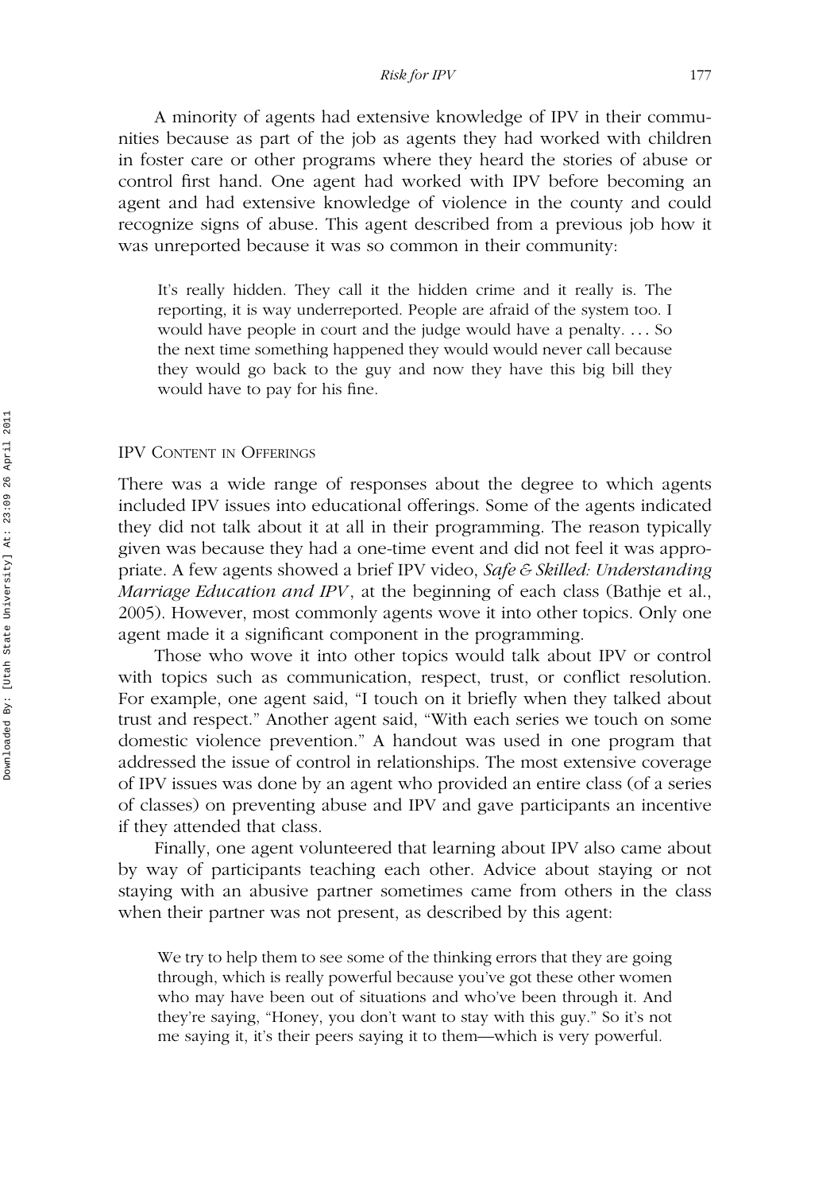A minority of agents had extensive knowledge of IPV in their communities because as part of the job as agents they had worked with children in foster care or other programs where they heard the stories of abuse or control first hand. One agent had worked with IPV before becoming an agent and had extensive knowledge of violence in the county and could recognize signs of abuse. This agent described from a previous job how it was unreported because it was so common in their community:

> It's really hidden. They call it the hidden crime and it really is. The reporting, it is way underreported. People are afraid of the system too. I would have people in court and the judge would have a penalty. . . . So the next time something happened they would would never call because they would go back to the guy and now they have this big bill they would have to pay for his fine.

## IPV Content in Offerings

There was a wide range of responses about the degree to which agents included IPV issues into educational offerings. Some of the agents indicated they did not talk about it at all in their programming. The reason typically given was because they had a one-time event and did not feel it was appropriate. A few agents showed a brief IPV video, *Safe & Skilled: Understanding Marriage Education and IPV*, at the beginning of each class (Bathje et al., 2005). However, most commonly agents wove it into other topics. Only one agent made it a significant component in the programming.

Those who wove it into other topics would talk about IPV or control with topics such as communication, respect, trust, or conflict resolution. For example, one agent said, "I touch on it briefly when they talked about trust and respect." Another agent said, "With each series we touch on some domestic violence prevention." A handout was used in one program that addressed the issue of control in relationships. The most extensive coverage of IPV issues was done by an agent who provided an entire class (of a series of classes) on preventing abuse and IPV and gave participants an incentive if they attended that class.

Finally, one agent volunteered that learning about IPV also came about by way of participants teaching each other. Advice about staying or not staying with an abusive partner sometimes came from others in the class when their partner was not present, as described by this agent:

> We try to help them to see some of the thinking errors that they are going through, which is really powerful because you've got these other women who may have been out of situations and who've been through it. And they're saying, "Honey, you don't want to stay with this guy." So it's not me saying it, it's their peers saying it to them—which is very powerful.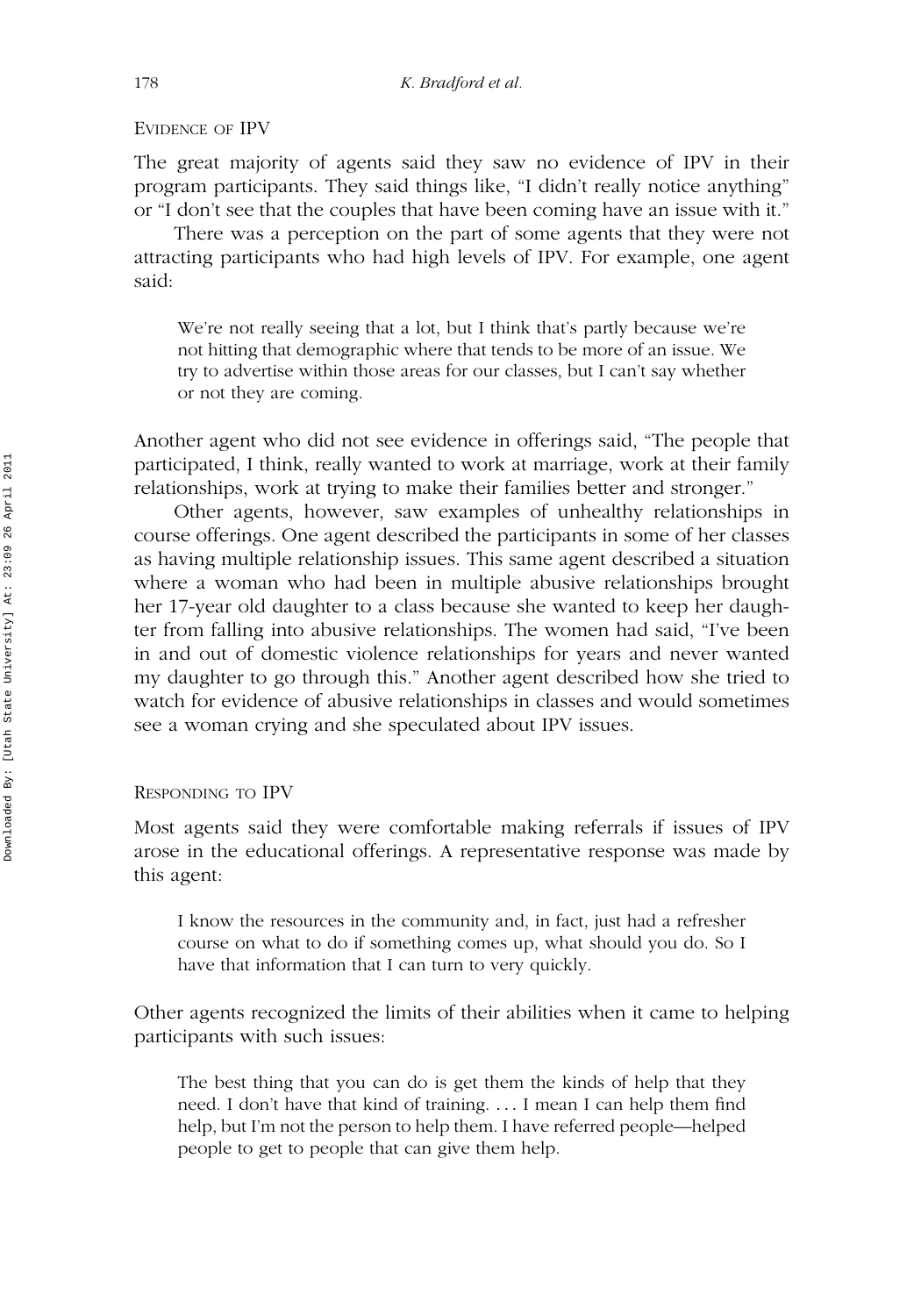### EVIDENCE OF IPV

The great majority of agents said they saw no evidence of IPV in their program participants. They said things like, "I didn't really notice anything" or "I don't see that the couples that have been coming have an issue with it."

There was a perception on the part of some agents that they were not attracting participants who had high levels of IPV. For example, one agent said:

> We're not really seeing that a lot, but I think that's partly because we're not hitting that demographic where that tends to be more of an issue. We try to advertise within those areas for our classes, but I can't say whether or not they are coming.

Another agent who did not see evidence in offerings said, "The people that participated, I think, really wanted to work at marriage, work at their family relationships, work at trying to make their families better and stronger."

Other agents, however, saw examples of unhealthy relationships in course offerings. One agent described the participants in some of her classes as having multiple relationship issues. This same agent described a situation where a woman who had been in multiple abusive relationships brought her 17-year old daughter to a class because she wanted to keep her daughter from falling into abusive relationships. The women had said, "I've been in and out of domestic violence relationships for years and never wanted my daughter to go through this." Another agent described how she tried to watch for evidence of abusive relationships in classes and would sometimes see a woman crying and she speculated about IPV issues.

### RESPONDING TO IPV

Most agents said they were comfortable making referrals if issues of IPV arose in the educational offerings. A representative response was made by this agent:

> I know the resources in the community and, in fact, just had a refresher course on what to do if something comes up, what should you do. So I have that information that I can turn to very quickly.

Other agents recognized the limits of their abilities when it came to helping participants with such issues:

> The best thing that you can do is get them the kinds of help that they need. I don't have that kind of training. ... I mean I can help them find help, but I'm not the person to help them. I have referred people—helped people to get to people that can give them help.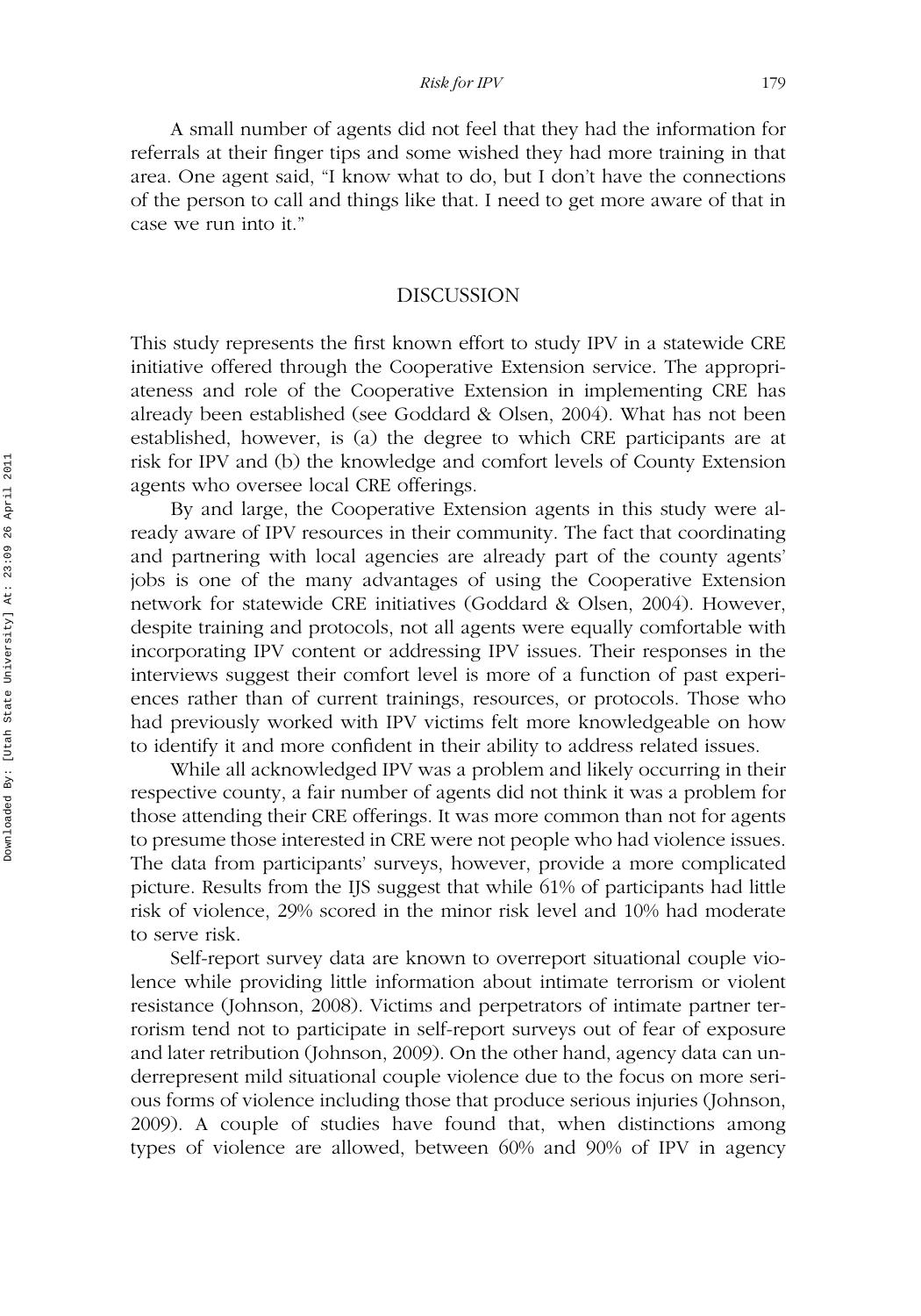A small number of agents did not feel that they had the information for referrals at their finger tips and some wished they had more training in that area. One agent said, "I know what to do, but I don't have the connections of the person to call and things like that. I need to get more aware of that in case we run into it."

## DISCUSSION

This study represents the first known effort to study IPV in a statewide CRE initiative offered through the Cooperative Extension service. The appropriateness and role of the Cooperative Extension in implementing CRE has already been established (see Goddard & Olsen, 2004). What has not been established, however, is (a) the degree to which CRE participants are at risk for IPV and (b) the knowledge and comfort levels of County Extension agents who oversee local CRE offerings.

By and large, the Cooperative Extension agents in this study were already aware of IPV resources in their community. The fact that coordinating and partnering with local agencies are already part of the county agents' jobs is one of the many advantages of using the Cooperative Extension network for statewide CRE initiatives (Goddard & Olsen, 2004). However, despite training and protocols, not all agents were equally comfortable with incorporating IPV content or addressing IPV issues. Their responses in the interviews suggest their comfort level is more of a function of past experiences rather than of current trainings, resources, or protocols. Those who had previously worked with IPV victims felt more knowledgeable on how to identify it and more confident in their ability to address related issues.

While all acknowledged IPV was a problem and likely occurring in their respective county, a fair number of agents did not think it was a problem for those attending their CRE offerings. It was more common than not for agents to presume those interested in CRE were not people who had violence issues. The data from participants' surveys, however, provide a more complicated picture. Results from the IJS suggest that while 61% of participants had little risk of violence, 29% scored in the minor risk level and 10% had moderate to serve risk.

Self-report survey data are known to overreport situational couple violence while providing little information about intimate terrorism or violent resistance (Johnson, 2008). Victims and perpetrators of intimate partner terrorism tend not to participate in self-report surveys out of fear of exposure and later retribution (Johnson, 2009). On the other hand, agency data can underrepresent mild situational couple violence due to the focus on more serious forms of violence including those that produce serious injuries (Johnson, 2009). A couple of studies have found that, when distinctions among types of violence are allowed, between 60% and 90% of IPV in agency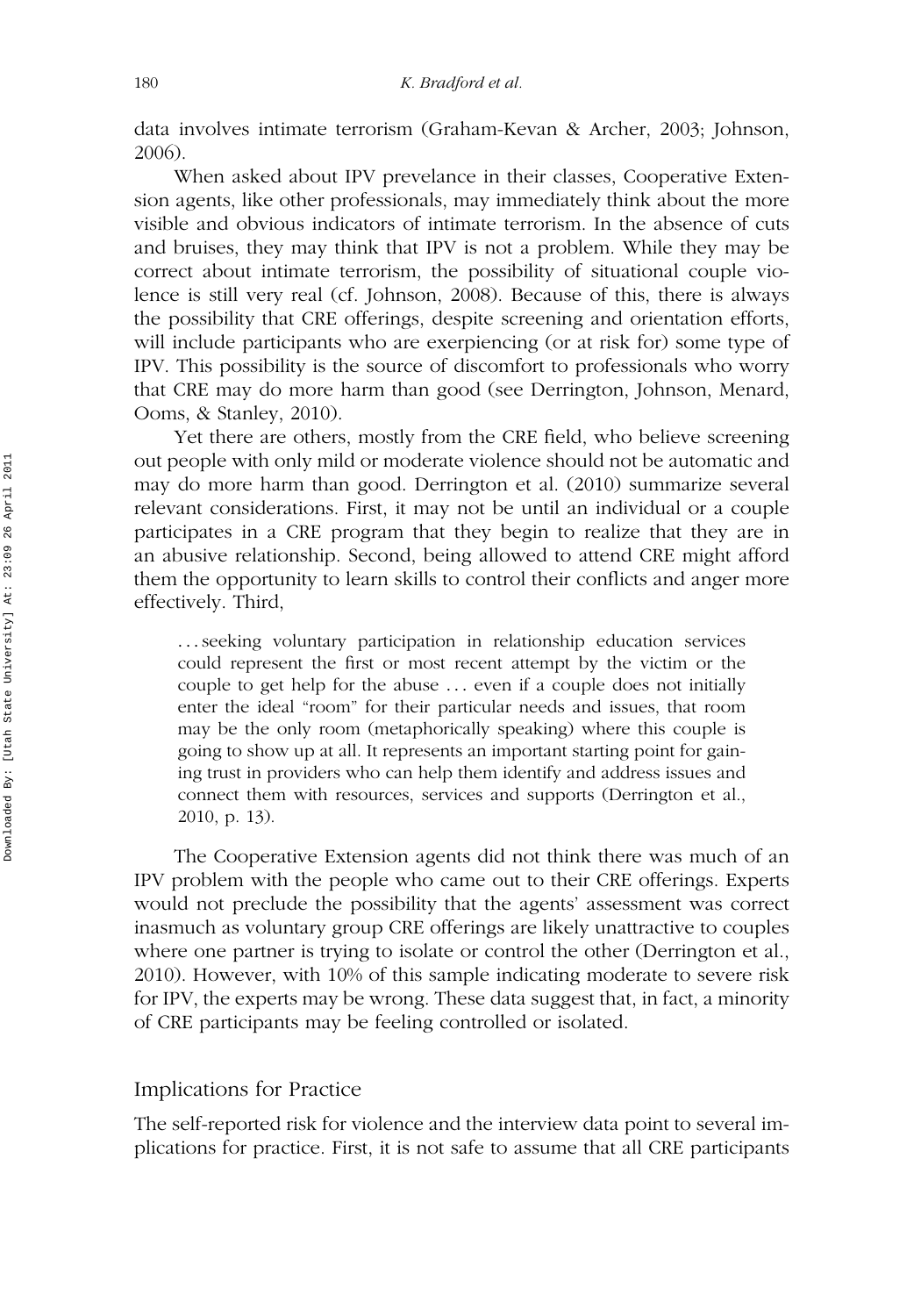data involves intimate terrorism (Graham-Kevan & Archer, 2003; Johnson, 2006).

When asked about IPV prevelance in their classes, Cooperative Extension agents, like other professionals, may immediately think about the more visible and obvious indicators of intimate terrorism. In the absence of cuts and bruises, they may think that IPV is not a problem. While they may be correct about intimate terrorism, the possibility of situational couple violence is still very real (cf. Johnson, 2008). Because of this, there is always the possibility that CRE offerings, despite screening and orientation efforts, will include participants who are exerpiencing (or at risk for) some type of IPV. This possibility is the source of discomfort to professionals who worry that CRE may do more harm than good (see Derrington, Johnson, Menard, Ooms, & Stanley, 2010).

Yet there are others, mostly from the CRE field, who believe screening out people with only mild or moderate violence should not be automatic and may do more harm than good. Derrington et al. (2010) summarize several relevant considerations. First, it may not be until an individual or a couple participates in a CRE program that they begin to realize that they are in an abusive relationship. Second, being allowed to attend CRE might afford them the opportunity to learn skills to control their conflicts and anger more effectively. Third,

> . . . seeking voluntary participation in relationship education services could represent the first or most recent attempt by the victim or the couple to get help for the abuse . . . even if a couple does not initially enter the ideal "room" for their particular needs and issues, that room may be the only room (metaphorically speaking) where this couple is going to show up at all. It represents an important starting point for gaining trust in providers who can help them identify and address issues and connect them with resources, services and supports (Derrington et al., 2010, p. 13).

The Cooperative Extension agents did not think there was much of an IPV problem with the people who came out to their CRE offerings. Experts would not preclude the possibility that the agents' assessment was correct inasmuch as voluntary group CRE offerings are likely unattractive to couples where one partner is trying to isolate or control the other (Derrington et al., 2010). However, with 10% of this sample indicating moderate to severe risk for IPV, the experts may be wrong. These data suggest that, in fact, a minority of CRE participants may be feeling controlled or isolated.

## Implications for Practice

The self-reported risk for violence and the interview data point to several implications for practice. First, it is not safe to assume that all CRE participants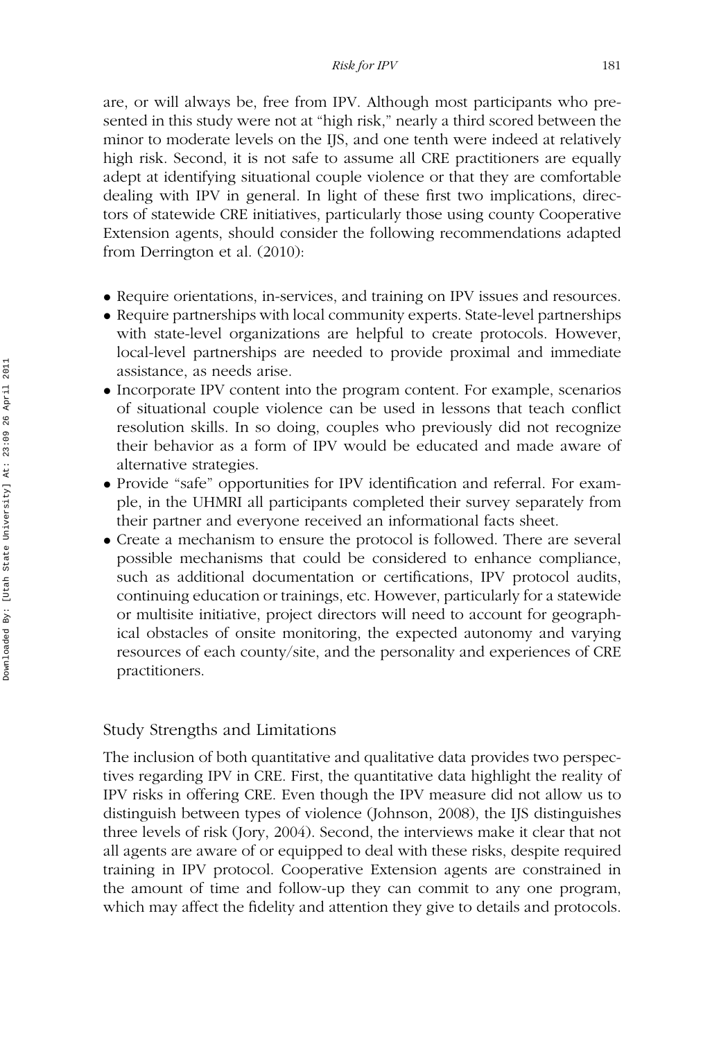are, or will always be, free from IPV. Although most participants who presented in this study were not at "high risk," nearly a third scored between the minor to moderate levels on the IJS, and one tenth were indeed at relatively high risk. Second, it is not safe to assume all CRE practitioners are equally adept at identifying situational couple violence or that they are comfortable dealing with IPV in general. In light of these first two implications, directors of statewide CRE initiatives, particularly those using county Cooperative Extension agents, should consider the following recommendations adapted from Derrington et al. (2010):

- Require orientations, in-services, and training on IPV issues and resources.
- Require partnerships with local community experts. State-level partnerships with state-level organizations are helpful to create protocols. However, local-level partnerships are needed to provide proximal and immediate assistance, as needs arise.
- Incorporate IPV content into the program content. For example, scenarios of situational couple violence can be used in lessons that teach conflict resolution skills. In so doing, couples who previously did not recognize their behavior as a form of IPV would be educated and made aware of alternative strategies.
- Provide "safe" opportunities for IPV identification and referral. For example, in the UHMRI all participants completed their survey separately from their partner and everyone received an informational facts sheet.
- Create a mechanism to ensure the protocol is followed. There are several possible mechanisms that could be considered to enhance compliance, such as additional documentation or certifications, IPV protocol audits, continuing education or trainings, etc. However, particularly for a statewide or multisite initiative, project directors will need to account for geographical obstacles of onsite monitoring, the expected autonomy and varying resources of each county/site, and the personality and experiences of CRE practitioners.

## Study Strengths and Limitations

The inclusion of both quantitative and qualitative data provides two perspectives regarding IPV in CRE. First, the quantitative data highlight the reality of IPV risks in offering CRE. Even though the IPV measure did not allow us to distinguish between types of violence (Johnson, 2008), the IJS distinguishes three levels of risk (Jory, 2004). Second, the interviews make it clear that not all agents are aware of or equipped to deal with these risks, despite required training in IPV protocol. Cooperative Extension agents are constrained in the amount of time and follow-up they can commit to any one program, which may affect the fidelity and attention they give to details and protocols.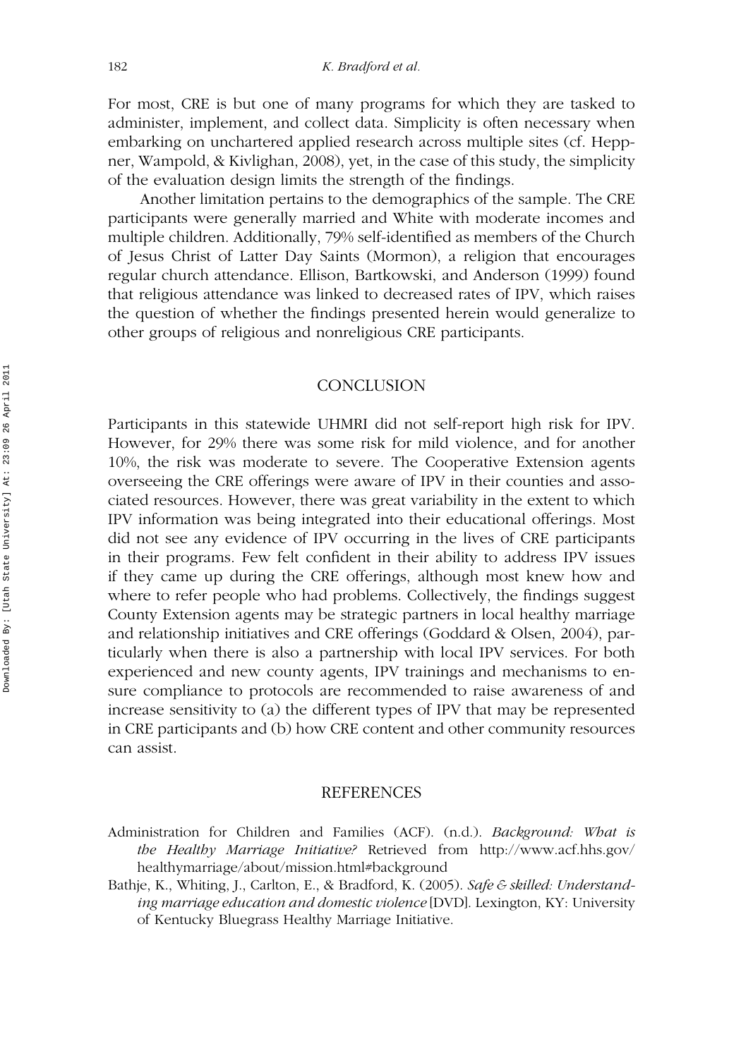For most, CRE is but one of many programs for which they are tasked to administer, implement, and collect data. Simplicity is often necessary when embarking on unchartered applied research across multiple sites (cf. Heppner, Wampold, & Kivlighan, 2008), yet, in the case of this study, the simplicity of the evaluation design limits the strength of the findings.

Another limitation pertains to the demographics of the sample. The CRE participants were generally married and White with moderate incomes and multiple children. Additionally, 79% self-identified as members of the Church of Jesus Christ of Latter Day Saints (Mormon), a religion that encourages regular church attendance. Ellison, Bartkowski, and Anderson (1999) found that religious attendance was linked to decreased rates of IPV, which raises the question of whether the findings presented herein would generalize to other groups of religious and nonreligious CRE participants.

## CONCLUSION

Participants in this statewide UHMRI did not self-report high risk for IPV. However, for 29% there was some risk for mild violence, and for another 10%, the risk was moderate to severe. The Cooperative Extension agents overseeing the CRE offerings were aware of IPV in their counties and associated resources. However, there was great variability in the extent to which IPV information was being integrated into their educational offerings. Most did not see any evidence of IPV occurring in the lives of CRE participants in their programs. Few felt confident in their ability to address IPV issues if they came up during the CRE offerings, although most knew how and where to refer people who had problems. Collectively, the findings suggest County Extension agents may be strategic partners in local healthy marriage and relationship initiatives and CRE offerings (Goddard & Olsen, 2004), particularly when there is also a partnership with local IPV services. For both experienced and new county agents, IPV trainings and mechanisms to ensure compliance to protocols are recommended to raise awareness of and increase sensitivity to (a) the different types of IPV that may be represented in CRE participants and (b) how CRE content and other community resources can assist.

## REFERENCES

Administration for Children and Families (ACF). (n.d.). *Background: What is the Healthy Marriage Initiative?* Retrieved from http://www.acf.hhs.gov/healthymarriage/about/mission.html#background

Bathje, K., Whiting, J., Carlton, E., & Bradford, K. (2005). *Safe & skilled: Understanding marriage education and domestic violence* [DVD]. Lexington, KY: University of Kentucky Bluegrass Healthy Marriage Initiative.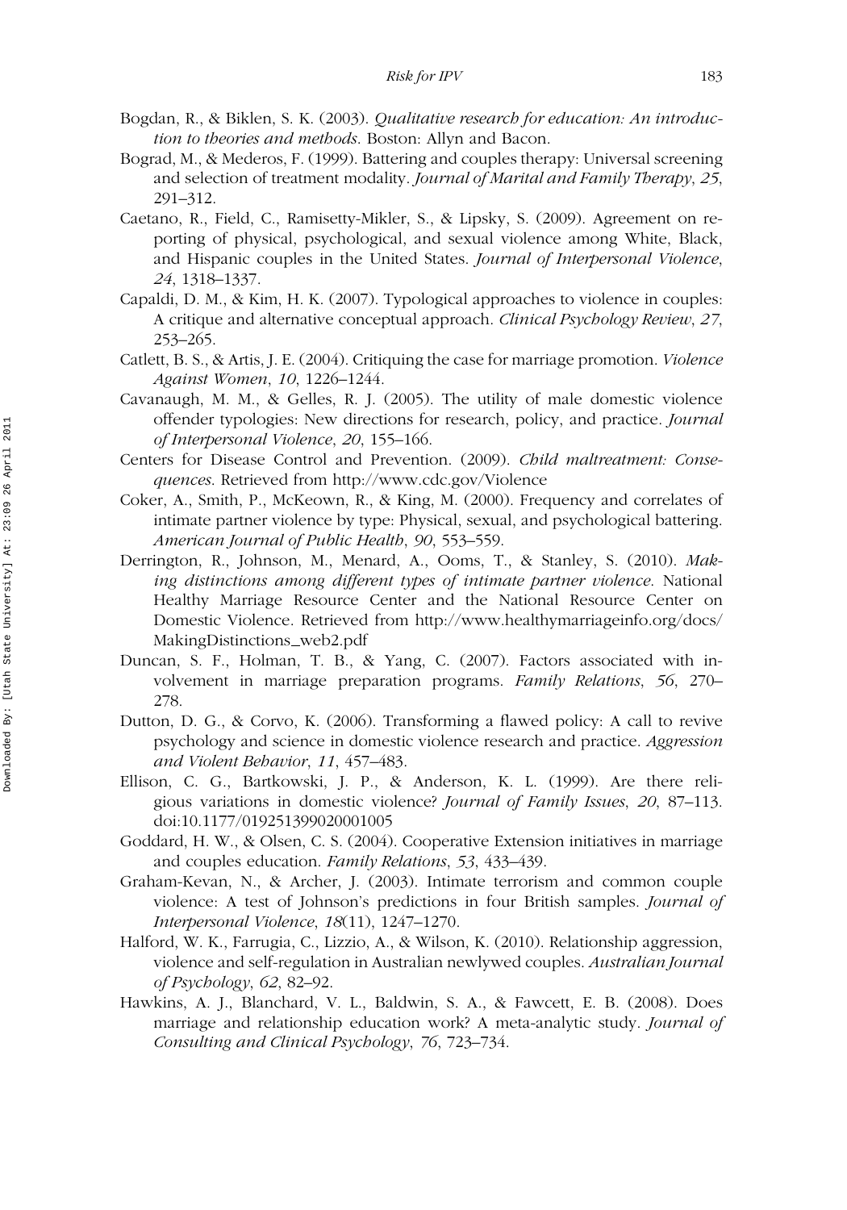Bogdan, R., & Biklen, S. K. (2003). *Qualitative research for education: An introduction to theories and methods*. Boston: Allyn and Bacon.

Bograd, M., & Mederos, F. (1999). Battering and couples therapy: Universal screening and selection of treatment modality. *Journal of Marital and Family Therapy*, *25*, 291–312.

Caetano, R., Field, C., Ramisetty-Mikler, S., & Lipsky, S. (2009). Agreement on reporting of physical, psychological, and sexual violence among White, Black, and Hispanic couples in the United States. *Journal of Interpersonal Violence*, *24*, 1318–1337.

Capaldi, D. M., & Kim, H. K. (2007). Typological approaches to violence in couples: A critique and alternative conceptual approach. *Clinical Psychology Review*, *27*, 253–265.

Catlett, B. S., & Artis, J. E. (2004). Critiquing the case for marriage promotion. *Violence Against Women*, *10*, 1226–1244.

Cavanaugh, M. M., & Gelles, R. J. (2005). The utility of male domestic violence offender typologies: New directions for research, policy, and practice. *Journal of Interpersonal Violence*, *20*, 155–166.

Centers for Disease Control and Prevention. (2009). *Child maltreatment: Consequences*. Retrieved from http://www.cdc.gov/Violence

Coker, A., Smith, P., McKeown, R., & King, M. (2000). Frequency and correlates of intimate partner violence by type: Physical, sexual, and psychological battering. *American Journal of Public Health*, *90*, 553–559.

Derrington, R., Johnson, M., Menard, A., Ooms, T., & Stanley, S. (2010). *Making distinctions among different types of intimate partner violence*. National Healthy Marriage Resource Center and the National Resource Center on Domestic Violence. Retrieved from http://www.healthymarriageinfo.org/docs/MakingDistinctions_web2.pdf

Duncan, S. F., Holman, T. B., & Yang, C. (2007). Factors associated with involvement in marriage preparation programs. *Family Relations*, *56*, 270–278.

Dutton, D. G., & Corvo, K. (2006). Transforming a flawed policy: A call to revive psychology and science in domestic violence research and practice. *Aggression and Violent Behavior*, *11*, 457–483.

Ellison, C. G., Bartkowski, J. P., & Anderson, K. L. (1999). Are there religious variations in domestic violence? *Journal of Family Issues*, *20*, 87–113. doi:10.1177/019251399020001005

Goddard, H. W., & Olsen, C. S. (2004). Cooperative Extension initiatives in marriage and couples education. *Family Relations*, *53*, 433–439.

Graham-Kevan, N., & Archer, J. (2003). Intimate terrorism and common couple violence: A test of Johnson's predictions in four British samples. *Journal of Interpersonal Violence*, *18*(11), 1247–1270.

Halford, W. K., Farrugia, C., Lizzio, A., & Wilson, K. (2010). Relationship aggression, violence and self-regulation in Australian newlywed couples. *Australian Journal of Psychology*, *62*, 82–92.

Hawkins, A. J., Blanchard, V. L., Baldwin, S. A., & Fawcett, E. B. (2008). Does marriage and relationship education work? A meta-analytic study. *Journal of Consulting and Clinical Psychology*, *76*, 723–734.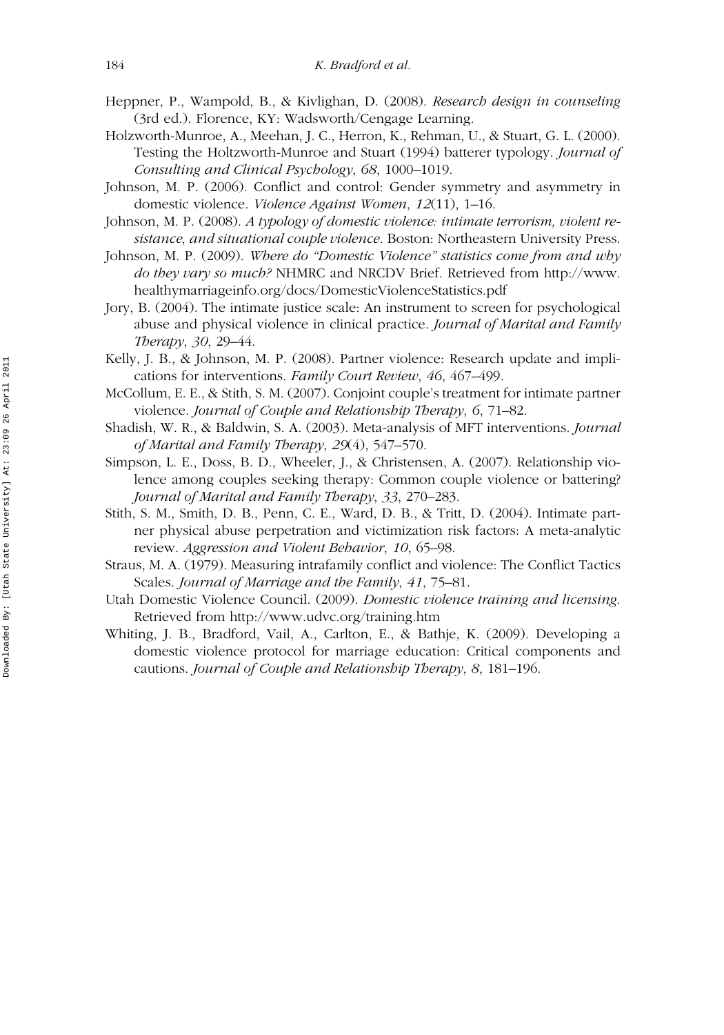Heppner, P., Wampold, B., & Kivlighan, D. (2008). *Research design in counseling* (3rd ed.). Florence, KY: Wadsworth/Cengage Learning.

Holzworth-Munroe, A., Meehan, J. C., Herron, K., Rehman, U., & Stuart, G. L. (2000). Testing the Holtzworth-Munroe and Stuart (1994) batterer typology. *Journal of Consulting and Clinical Psychology*, *68*, 1000–1019.

Johnson, M. P. (2006). Conflict and control: Gender symmetry and asymmetry in domestic violence. *Violence Against Women*, *12*(11), 1–16.

Johnson, M. P. (2008). *A typology of domestic violence: intimate terrorism, violent resistance, and situational couple violence*. Boston: Northeastern University Press.

Johnson, M. P. (2009). *Where do "Domestic Violence" statistics come from and why do they vary so much?* NHMRC and NRCDV Brief. Retrieved from http://www.healthymarriageinfo.org/docs/DomesticViolenceStatistics.pdf

Jory, B. (2004). The intimate justice scale: An instrument to screen for psychological abuse and physical violence in clinical practice. *Journal of Marital and Family Therapy*, *30*, 29–44.

Kelly, J. B., & Johnson, M. P. (2008). Partner violence: Research update and implications for interventions. *Family Court Review*, *46*, 467–499.

McCollum, E. E., & Stith, S. M. (2007). Conjoint couple's treatment for intimate partner violence. *Journal of Couple and Relationship Therapy*, *6*, 71–82.

Shadish, W. R., & Baldwin, S. A. (2003). Meta-analysis of MFT interventions. *Journal of Marital and Family Therapy*, *29*(4), 547–570.

Simpson, L. E., Doss, B. D., Wheeler, J., & Christensen, A. (2007). Relationship violence among couples seeking therapy: Common couple violence or battering? *Journal of Marital and Family Therapy*, *33*, 270–283.

Stith, S. M., Smith, D. B., Penn, C. E., Ward, D. B., & Tritt, D. (2004). Intimate partner physical abuse perpetration and victimization risk factors: A meta-analytic review. *Aggression and Violent Behavior*, *10*, 65–98.

Straus, M. A. (1979). Measuring intrafamily conflict and violence: The Conflict Tactics Scales. *Journal of Marriage and the Family*, *41*, 75–81.

Utah Domestic Violence Council. (2009). *Domestic violence training and licensing*. Retrieved from http://www.udvc.org/training.htm

Whiting, J. B., Bradford, Vail, A., Carlton, E., & Bathje, K. (2009). Developing a domestic violence protocol for marriage education: Critical components and cautions. *Journal of Couple and Relationship Therapy*, *8*, 181–196.